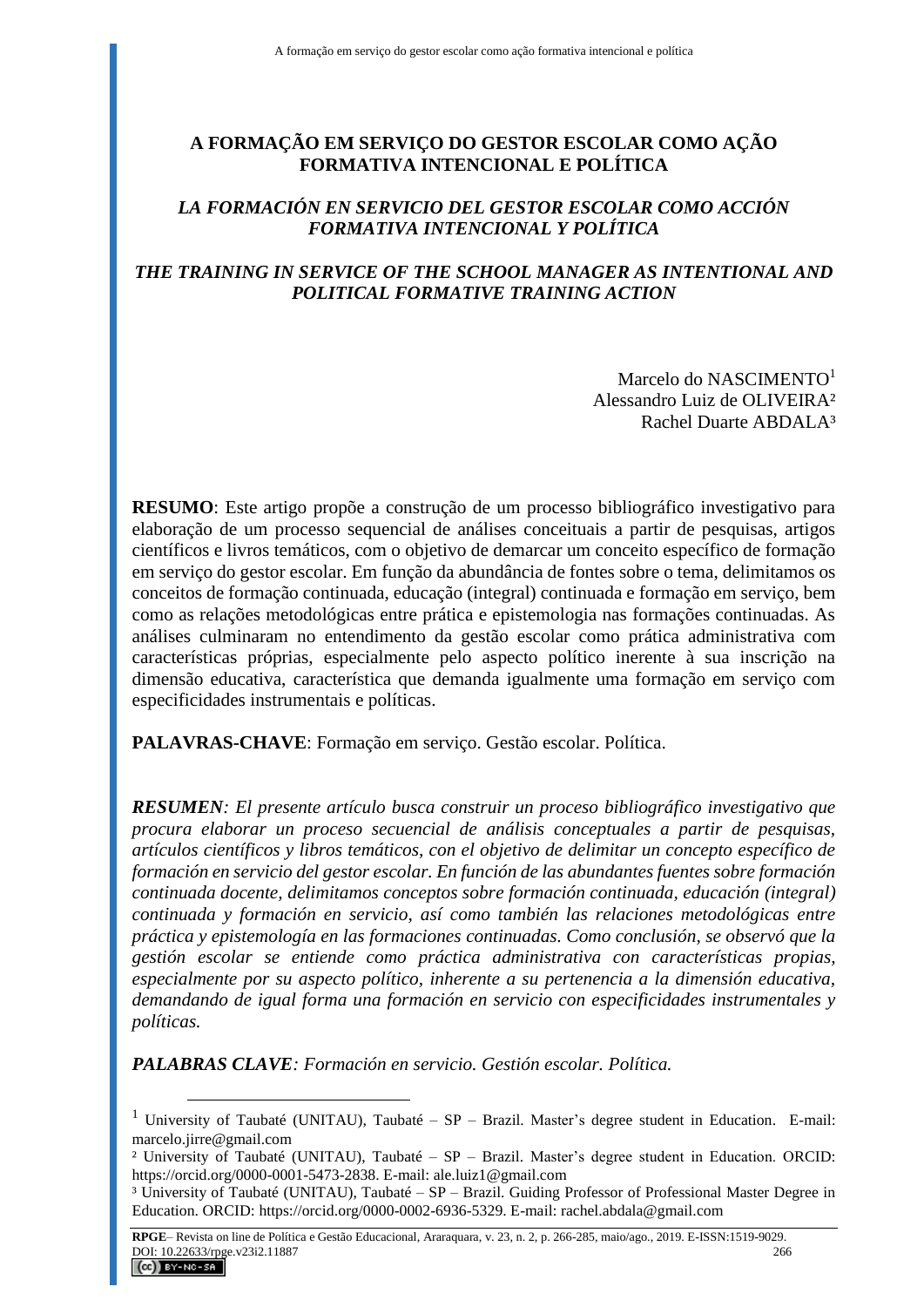# A FORMAÇÃO EM SERVIÇO DO GESTOR ESCOLAR COMO AÇÃO FORMATIVA INTENCIONAL E POLÍTICA

## *LA FORMACIÓN EN SERVICIO DEL GESTOR ESCOLAR COMO ACCIÓN FORMATIVA INTENCIONAL Y POLÍTICA*

## *THE TRAINING IN SERVICE OF THE SCHOOL MANAGER AS INTENTIONAL AND POLITICAL FORMATIVE TRAINING ACTION*

Marcelo do NASCIMENTO[1]
Alessandro Luiz de OLIVEIRA[2]
Rachel Duarte ABDALA[3]

**RESUMO**: Este artigo propõe a construção de um processo bibliográfico investigativo para elaboração de um processo sequencial de análises conceituais a partir de pesquisas, artigos científicos e livros temáticos, com o objetivo de demarcar um conceito específico de formação em serviço do gestor escolar. Em função da abundância de fontes sobre o tema, delimitamos os conceitos de formação continuada, educação (integral) continuada e formação em serviço, bem como as relações metodológicas entre prática e epistemologia nas formações continuadas. As análises culminaram no entendimento da gestão escolar como prática administrativa com características próprias, especialmente pelo aspecto político inerente à sua inscrição na dimensão educativa, característica que demanda igualmente uma formação em serviço com especificidades instrumentais e políticas.

**PALAVRAS-CHAVE**: Formação em serviço. Gestão escolar. Política.

***RESUMEN****: El presente artículo busca construir un proceso bibliográfico investigativo que procura elaborar un proceso secuencial de análisis conceptuales a partir de pesquisas, artículos científicos y libros temáticos, con el objetivo de delimitar un concepto específico de formación en servicio del gestor escolar. En función de las abundantes fuentes sobre formación continuada docente, delimitamos conceptos sobre formación continuada, educación (integral) continuada y formación en servicio, así como también las relaciones metodológicas entre práctica y epistemología en las formaciones continuadas. Como conclusión, se observó que la gestión escolar se entiende como práctica administrativa con características propias, especialmente por su aspecto político, inherente a su pertenencia a la dimensión educativa, demandando de igual forma una formación en servicio con especificidades instrumentales y políticas.*

***PALABRAS CLAVE****: Formación en servicio. Gestión escolar. Política.*

---

[1] University of Taubaté (UNITAU), Taubaté – SP – Brazil. Master's degree student in Education. E-mail: marcelo.jirre@gmail.com

[2] University of Taubaté (UNITAU), Taubaté – SP – Brazil. Master's degree student in Education. ORCID: https://orcid.org/0000-0001-5473-2838. E-mail: ale.luiz1@gmail.com

[3] University of Taubaté (UNITAU), Taubaté – SP – Brazil. Guiding Professor of Professional Master Degree in Education. ORCID: https://orcid.org/0000-0002-6936-5329. E-mail: rachel.abdala@gmail.com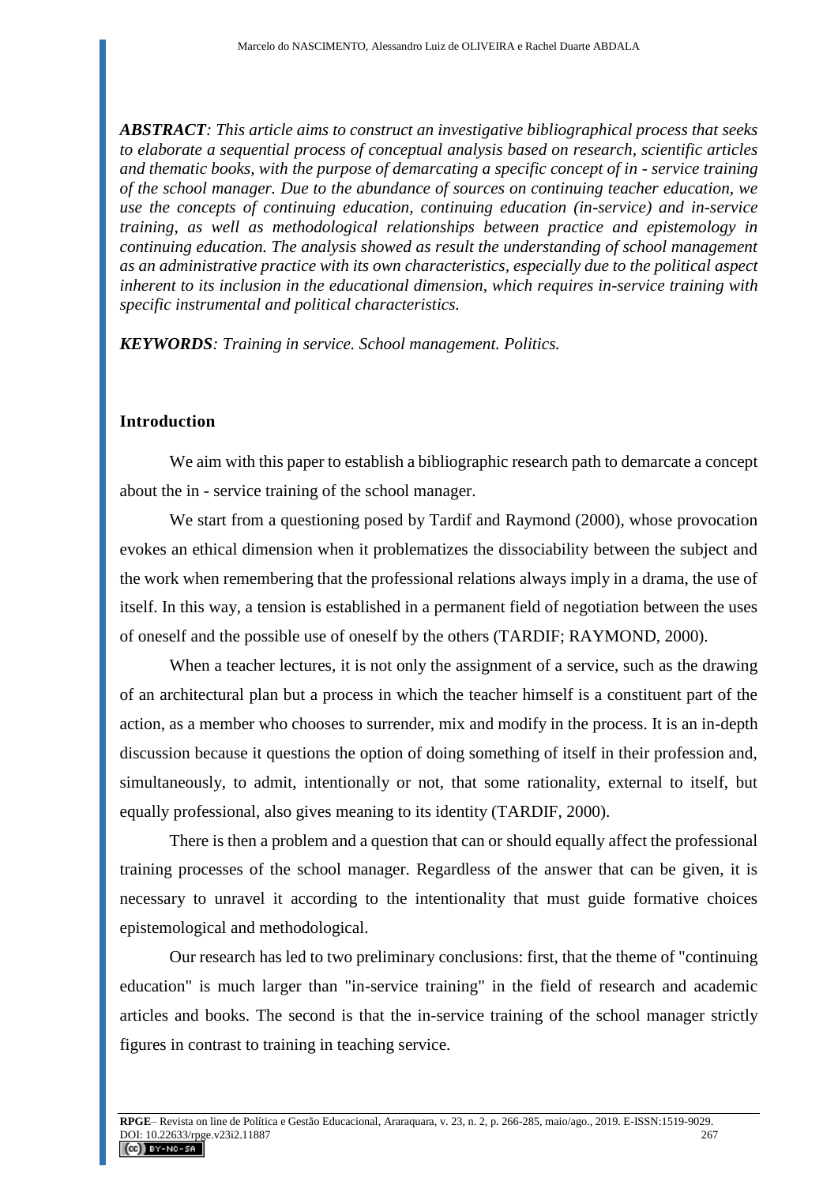***ABSTRACT**: This article aims to construct an investigative bibliographical process that seeks to elaborate a sequential process of conceptual analysis based on research, scientific articles and thematic books, with the purpose of demarcating a specific concept of in - service training of the school manager. Due to the abundance of sources on continuing teacher education, we use the concepts of continuing education, continuing education (in-service) and in-service training, as well as methodological relationships between practice and epistemology in continuing education. The analysis showed as result the understanding of school management as an administrative practice with its own characteristics, especially due to the political aspect inherent to its inclusion in the educational dimension, which requires in-service training with specific instrumental and political characteristics.*

***KEYWORDS**: Training in service. School management. Politics.*

## Introduction

We aim with this paper to establish a bibliographic research path to demarcate a concept about the in - service training of the school manager.

We start from a questioning posed by Tardif and Raymond (2000), whose provocation evokes an ethical dimension when it problematizes the dissociability between the subject and the work when remembering that the professional relations always imply in a drama, the use of itself. In this way, a tension is established in a permanent field of negotiation between the uses of oneself and the possible use of oneself by the others (TARDIF; RAYMOND, 2000).

When a teacher lectures, it is not only the assignment of a service, such as the drawing of an architectural plan but a process in which the teacher himself is a constituent part of the action, as a member who chooses to surrender, mix and modify in the process. It is an in-depth discussion because it questions the option of doing something of itself in their profession and, simultaneously, to admit, intentionally or not, that some rationality, external to itself, but equally professional, also gives meaning to its identity (TARDIF, 2000).

There is then a problem and a question that can or should equally affect the professional training processes of the school manager. Regardless of the answer that can be given, it is necessary to unravel it according to the intentionality that must guide formative choices epistemological and methodological.

Our research has led to two preliminary conclusions: first, that the theme of "continuing education" is much larger than "in-service training" in the field of research and academic articles and books. The second is that the in-service training of the school manager strictly figures in contrast to training in teaching service.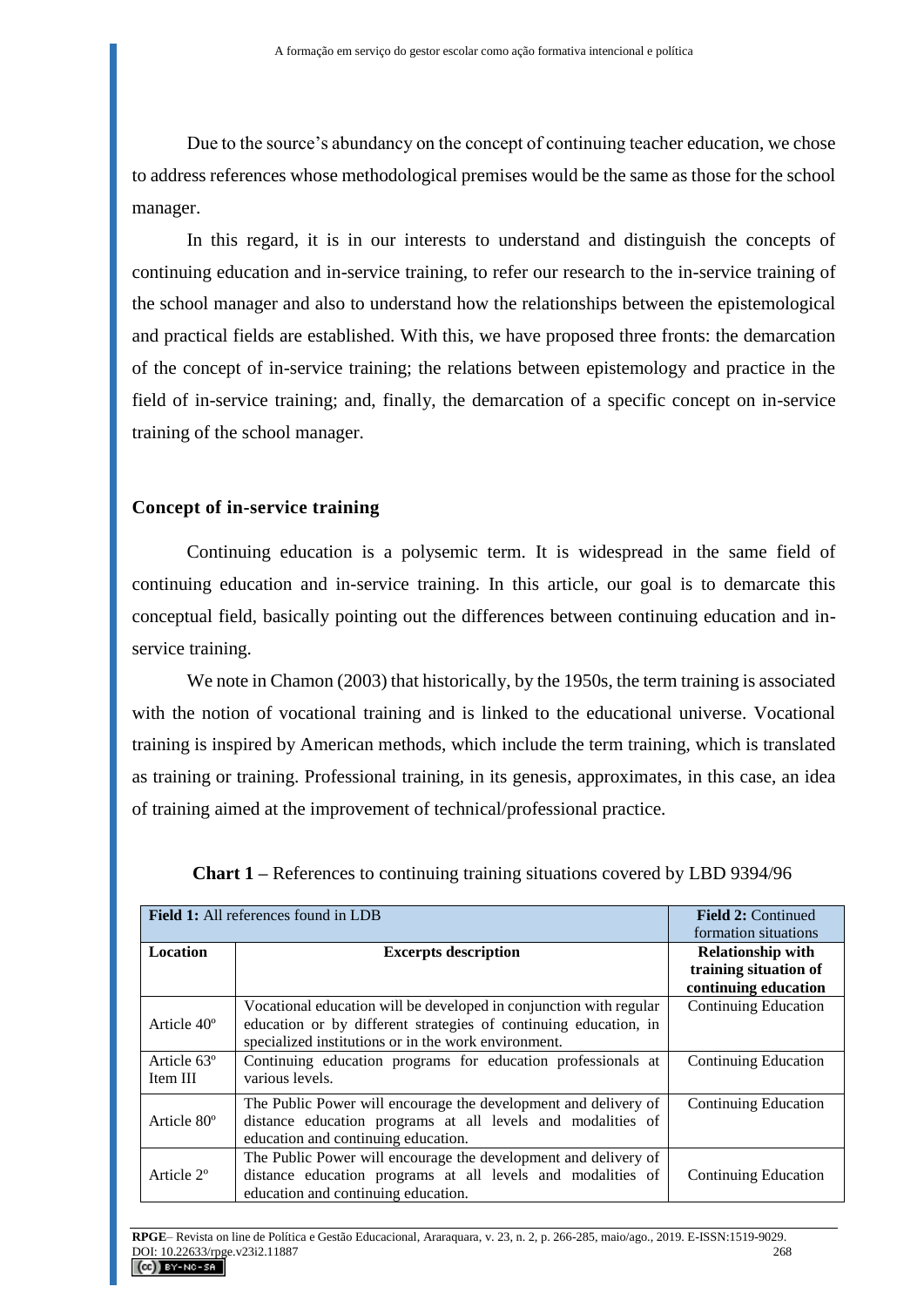Due to the source's abundancy on the concept of continuing teacher education, we chose to address references whose methodological premises would be the same as those for the school manager.

In this regard, it is in our interests to understand and distinguish the concepts of continuing education and in-service training, to refer our research to the in-service training of the school manager and also to understand how the relationships between the epistemological and practical fields are established. With this, we have proposed three fronts: the demarcation of the concept of in-service training; the relations between epistemology and practice in the field of in-service training; and, finally, the demarcation of a specific concept on in-service training of the school manager.

## Concept of in-service training

Continuing education is a polysemic term. It is widespread in the same field of continuing education and in-service training. In this article, our goal is to demarcate this conceptual field, basically pointing out the differences between continuing education and in-service training.

We note in Chamon (2003) that historically, by the 1950s, the term training is associated with the notion of vocational training and is linked to the educational universe. Vocational training is inspired by American methods, which include the term training, which is translated as training or training. Professional training, in its genesis, approximates, in this case, an idea of training aimed at the improvement of technical/professional practice.

**Chart 1 –** References to continuing training situations covered by LBD 9394/96

| **Field 1:** All references found in LDB | | **Field 2:** Continued formation situations |
|---|---|---|
| **Location** | **Excerpts description** | **Relationship with training situation of continuing education** |
| Article 40º | Vocational education will be developed in conjunction with regular education or by different strategies of continuing education, in specialized institutions or in the work environment. | Continuing Education |
| Article 63º Item III | Continuing education programs for education professionals at various levels. | Continuing Education |
| Article 80º | The Public Power will encourage the development and delivery of distance education programs at all levels and modalities of education and continuing education. | Continuing Education |
| Article 2º | The Public Power will encourage the development and delivery of distance education programs at all levels and modalities of education and continuing education. | Continuing Education |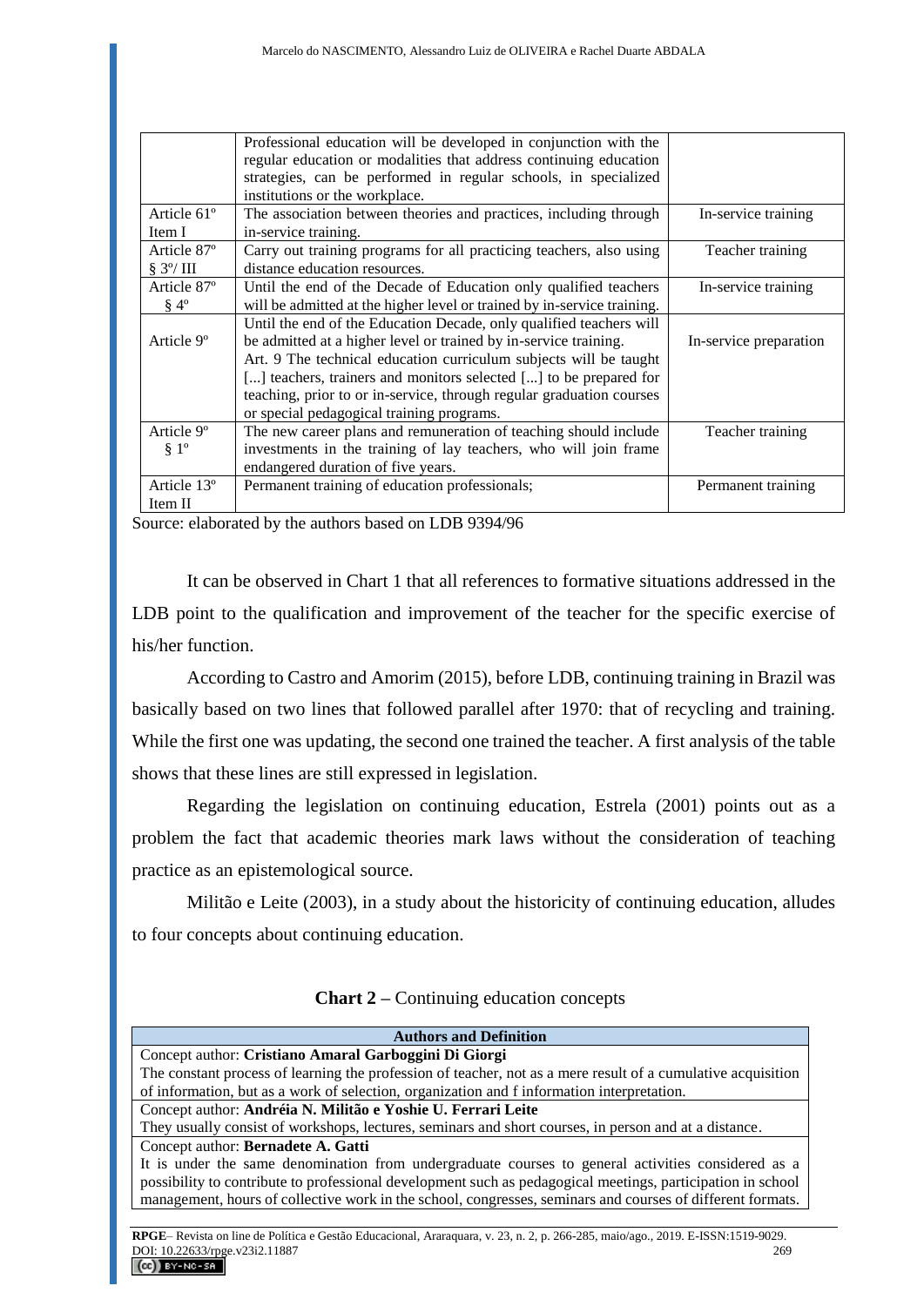| | | |
|---|---|---|
| | Professional education will be developed in conjunction with the regular education or modalities that address continuing education strategies, can be performed in regular schools, in specialized institutions or the workplace. | |
| Article 61º Item I | The association between theories and practices, including through in-service training. | In-service training |
| Article 87º § 3º/ III | Carry out training programs for all practicing teachers, also using distance education resources. | Teacher training |
| Article 87º § 4º | Until the end of the Decade of Education only qualified teachers will be admitted at the higher level or trained by in-service training. | In-service training |
| Article 9º | Until the end of the Education Decade, only qualified teachers will be admitted at a higher level or trained by in-service training. Art. 9 The technical education curriculum subjects will be taught [...] teachers, trainers and monitors selected [...] to be prepared for teaching, prior to or in-service, through regular graduation courses or special pedagogical training programs. | In-service preparation |
| Article 9º § 1º | The new career plans and remuneration of teaching should include investments in the training of lay teachers, who will join frame endangered duration of five years. | Teacher training |
| Article 13º Item II | Permanent training of education professionals; | Permanent training |

Source: elaborated by the authors based on LDB 9394/96

It can be observed in Chart 1 that all references to formative situations addressed in the LDB point to the qualification and improvement of the teacher for the specific exercise of his/her function.

According to Castro and Amorim (2015), before LDB, continuing training in Brazil was basically based on two lines that followed parallel after 1970: that of recycling and training. While the first one was updating, the second one trained the teacher. A first analysis of the table shows that these lines are still expressed in legislation.

Regarding the legislation on continuing education, Estrela (2001) points out as a problem the fact that academic theories mark laws without the consideration of teaching practice as an epistemological source.

Militão e Leite (2003), in a study about the historicity of continuing education, alludes to four concepts about continuing education.

**Chart 2** – Continuing education concepts

| **Authors and Definition** |
|---|
| Concept author: **Cristiano Amaral Garboggini Di Giorgi** The constant process of learning the profession of teacher, not as a mere result of a cumulative acquisition of information, but as a work of selection, organization and f information interpretation. |
| Concept author: **Andréia N. Militão e Yoshie U. Ferrari Leite** They usually consist of workshops, lectures, seminars and short courses, in person and at a distance. |
| Concept author: **Bernadete A. Gatti** It is under the same denomination from undergraduate courses to general activities considered as a possibility to contribute to professional development such as pedagogical meetings, participation in school management, hours of collective work in the school, congresses, seminars and courses of different formats. |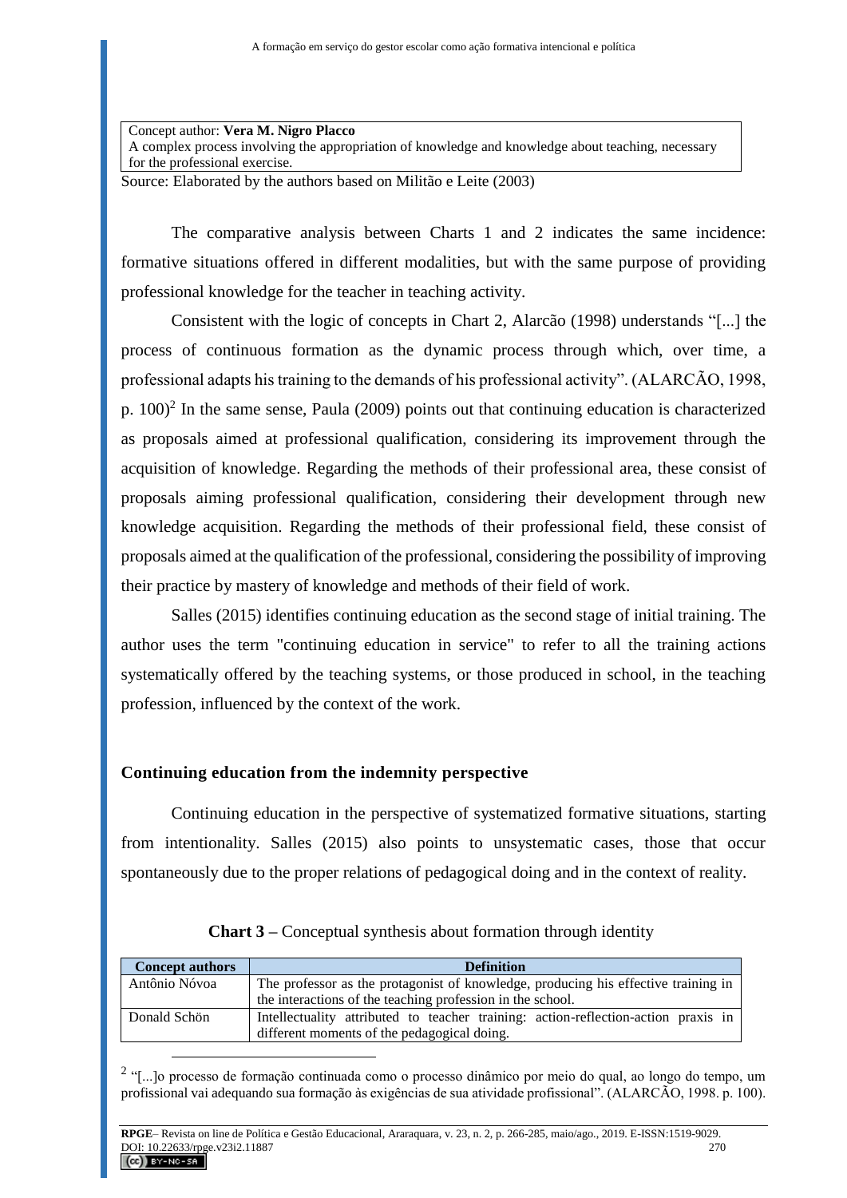| Concept author: **Vera M. Nigro Placco** |
|---|
| A complex process involving the appropriation of knowledge and knowledge about teaching, necessary for the professional exercise. |

Source: Elaborated by the authors based on Militão e Leite (2003)

The comparative analysis between Charts 1 and 2 indicates the same incidence: formative situations offered in different modalities, but with the same purpose of providing professional knowledge for the teacher in teaching activity.

Consistent with the logic of concepts in Chart 2, Alarcão (1998) understands "[...] the process of continuous formation as the dynamic process through which, over time, a professional adapts his training to the demands of his professional activity". (ALARCÃO, 1998, p. 100)[2] In the same sense, Paula (2009) points out that continuing education is characterized as proposals aimed at professional qualification, considering its improvement through the acquisition of knowledge. Regarding the methods of their professional area, these consist of proposals aiming professional qualification, considering their development through new knowledge acquisition. Regarding the methods of their professional field, these consist of proposals aimed at the qualification of the professional, considering the possibility of improving their practice by mastery of knowledge and methods of their field of work.

Salles (2015) identifies continuing education as the second stage of initial training. The author uses the term "continuing education in service" to refer to all the training actions systematically offered by the teaching systems, or those produced in school, in the teaching profession, influenced by the context of the work.

## Continuing education from the indemnity perspective

Continuing education in the perspective of systematized formative situations, starting from intentionality. Salles (2015) also points to unsystematic cases, those that occur spontaneously due to the proper relations of pedagogical doing and in the context of reality.

**Chart 3 –** Conceptual synthesis about formation through identity

| Concept authors | Definition |
|---|---|
| Antônio Nóvoa | The professor as the protagonist of knowledge, producing his effective training in the interactions of the teaching profession in the school. |
| Donald Schön | Intellectuality attributed to teacher training: action-reflection-action praxis in different moments of the pedagogical doing. |

[2] "[...]o processo de formação continuada como o processo dinâmico por meio do qual, ao longo do tempo, um profissional vai adequando sua formação às exigências de sua atividade profissional". (ALARCÃO, 1998. p. 100).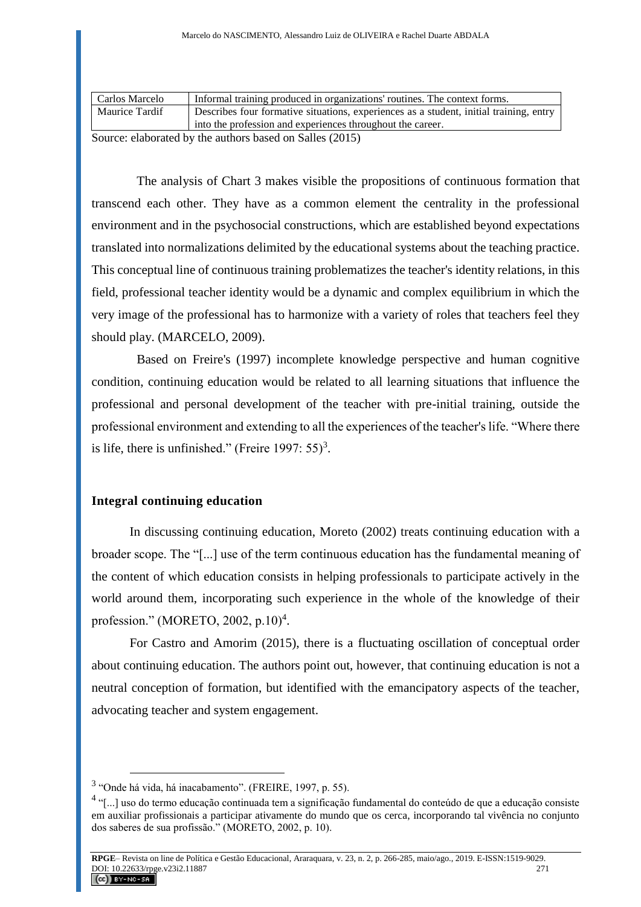| Carlos Marcelo | Informal training produced in organizations' routines. The context forms. |
|---|---|
| Maurice Tardif | Describes four formative situations, experiences as a student, initial training, entry into the profession and experiences throughout the career. |

Source: elaborated by the authors based on Salles (2015)

The analysis of Chart 3 makes visible the propositions of continuous formation that transcend each other. They have as a common element the centrality in the professional environment and in the psychosocial constructions, which are established beyond expectations translated into normalizations delimited by the educational systems about the teaching practice. This conceptual line of continuous training problematizes the teacher's identity relations, in this field, professional teacher identity would be a dynamic and complex equilibrium in which the very image of the professional has to harmonize with a variety of roles that teachers feel they should play. (MARCELO, 2009).

Based on Freire's (1997) incomplete knowledge perspective and human cognitive condition, continuing education would be related to all learning situations that influence the professional and personal development of the teacher with pre-initial training, outside the professional environment and extending to all the experiences of the teacher's life. “Where there is life, there is unfinished.” (Freire 1997: 55)[3].

## Integral continuing education

In discussing continuing education, Moreto (2002) treats continuing education with a broader scope. The “[...] use of the term continuous education has the fundamental meaning of the content of which education consists in helping professionals to participate actively in the world around them, incorporating such experience in the whole of the knowledge of their profession.” (MORETO, 2002, p.10)[4].

For Castro and Amorim (2015), there is a fluctuating oscillation of conceptual order about continuing education. The authors point out, however, that continuing education is not a neutral conception of formation, but identified with the emancipatory aspects of the teacher, advocating teacher and system engagement.

---

[3] “Onde há vida, há inacabamento”. (FREIRE, 1997, p. 55).

[4] “[...] uso do termo educação continuada tem a significação fundamental do conteúdo de que a educação consiste em auxiliar profissionais a participar ativamente do mundo que os cerca, incorporando tal vivência no conjunto dos saberes de sua profissão.” (MORETO, 2002, p. 10).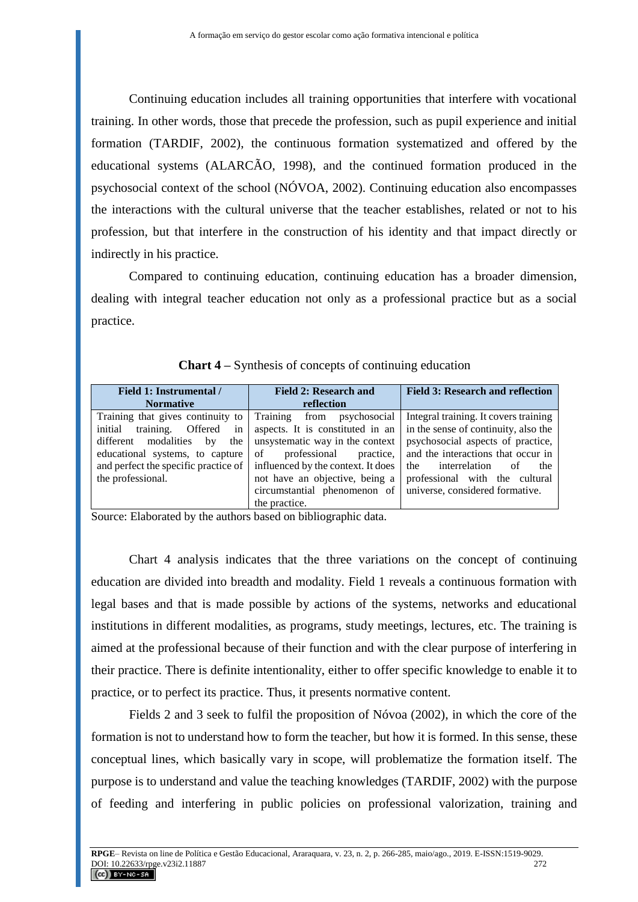Continuing education includes all training opportunities that interfere with vocational training. In other words, those that precede the profession, such as pupil experience and initial formation (TARDIF, 2002), the continuous formation systematized and offered by the educational systems (ALARCÃO, 1998), and the continued formation produced in the psychosocial context of the school (NÓVOA, 2002). Continuing education also encompasses the interactions with the cultural universe that the teacher establishes, related or not to his profession, but that interfere in the construction of his identity and that impact directly or indirectly in his practice.

Compared to continuing education, continuing education has a broader dimension, dealing with integral teacher education not only as a professional practice but as a social practice.

**Chart 4** – Synthesis of concepts of continuing education

| Field 1: Instrumental / Normative | Field 2: Research and reflection | Field 3: Research and reflection |
|---|---|---|
| Training that gives continuity to initial training. Offered in different modalities by the educational systems, to capture and perfect the specific practice of the professional. | Training from psychosocial aspects. It is constituted in an unsystematic way in the context of professional practice, influenced by the context. It does not have an objective, being a circumstantial phenomenon of the practice. | Integral training. It covers training in the sense of continuity, also the psychosocial aspects of practice, and the interactions that occur in the interrelation of the professional with the cultural universe, considered formative. |

Source: Elaborated by the authors based on bibliographic data.

Chart 4 analysis indicates that the three variations on the concept of continuing education are divided into breadth and modality. Field 1 reveals a continuous formation with legal bases and that is made possible by actions of the systems, networks and educational institutions in different modalities, as programs, study meetings, lectures, etc. The training is aimed at the professional because of their function and with the clear purpose of interfering in their practice. There is definite intentionality, either to offer specific knowledge to enable it to practice, or to perfect its practice. Thus, it presents normative content.

Fields 2 and 3 seek to fulfil the proposition of Nóvoa (2002), in which the core of the formation is not to understand how to form the teacher, but how it is formed. In this sense, these conceptual lines, which basically vary in scope, will problematize the formation itself. The purpose is to understand and value the teaching knowledges (TARDIF, 2002) with the purpose of feeding and interfering in public policies on professional valorization, training and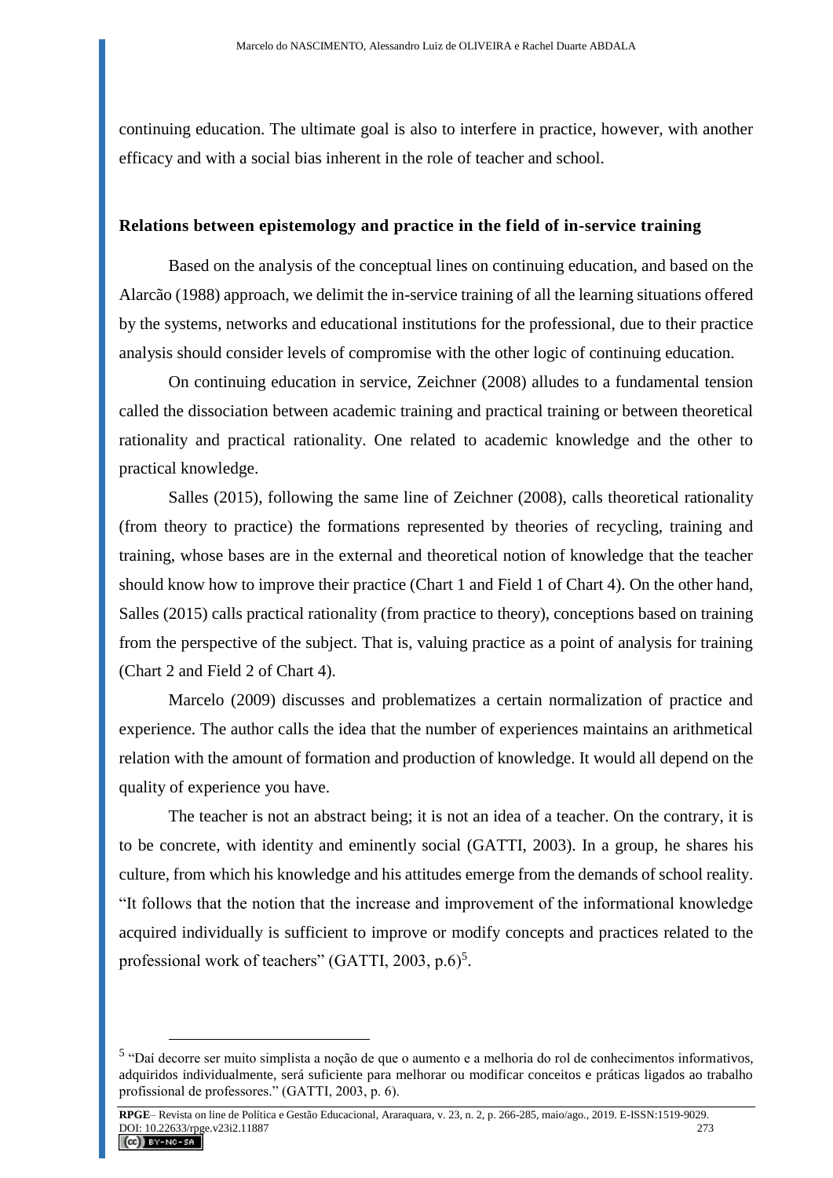continuing education. The ultimate goal is also to interfere in practice, however, with another efficacy and with a social bias inherent in the role of teacher and school.

## Relations between epistemology and practice in the field of in-service training

Based on the analysis of the conceptual lines on continuing education, and based on the Alarcão (1988) approach, we delimit the in-service training of all the learning situations offered by the systems, networks and educational institutions for the professional, due to their practice analysis should consider levels of compromise with the other logic of continuing education.

On continuing education in service, Zeichner (2008) alludes to a fundamental tension called the dissociation between academic training and practical training or between theoretical rationality and practical rationality. One related to academic knowledge and the other to practical knowledge.

Salles (2015), following the same line of Zeichner (2008), calls theoretical rationality (from theory to practice) the formations represented by theories of recycling, training and training, whose bases are in the external and theoretical notion of knowledge that the teacher should know how to improve their practice (Chart 1 and Field 1 of Chart 4). On the other hand, Salles (2015) calls practical rationality (from practice to theory), conceptions based on training from the perspective of the subject. That is, valuing practice as a point of analysis for training (Chart 2 and Field 2 of Chart 4).

Marcelo (2009) discusses and problematizes a certain normalization of practice and experience. The author calls the idea that the number of experiences maintains an arithmetical relation with the amount of formation and production of knowledge. It would all depend on the quality of experience you have.

The teacher is not an abstract being; it is not an idea of a teacher. On the contrary, it is to be concrete, with identity and eminently social (GATTI, 2003). In a group, he shares his culture, from which his knowledge and his attitudes emerge from the demands of school reality. "It follows that the notion that the increase and improvement of the informational knowledge acquired individually is sufficient to improve or modify concepts and practices related to the professional work of teachers" (GATTI, 2003, p.6)[5].

---

[5] "Daí decorre ser muito simplista a noção de que o aumento e a melhoria do rol de conhecimentos informativos, adquiridos individualmente, será suficiente para melhorar ou modificar conceitos e práticas ligados ao trabalho profissional de professores." (GATTI, 2003, p. 6).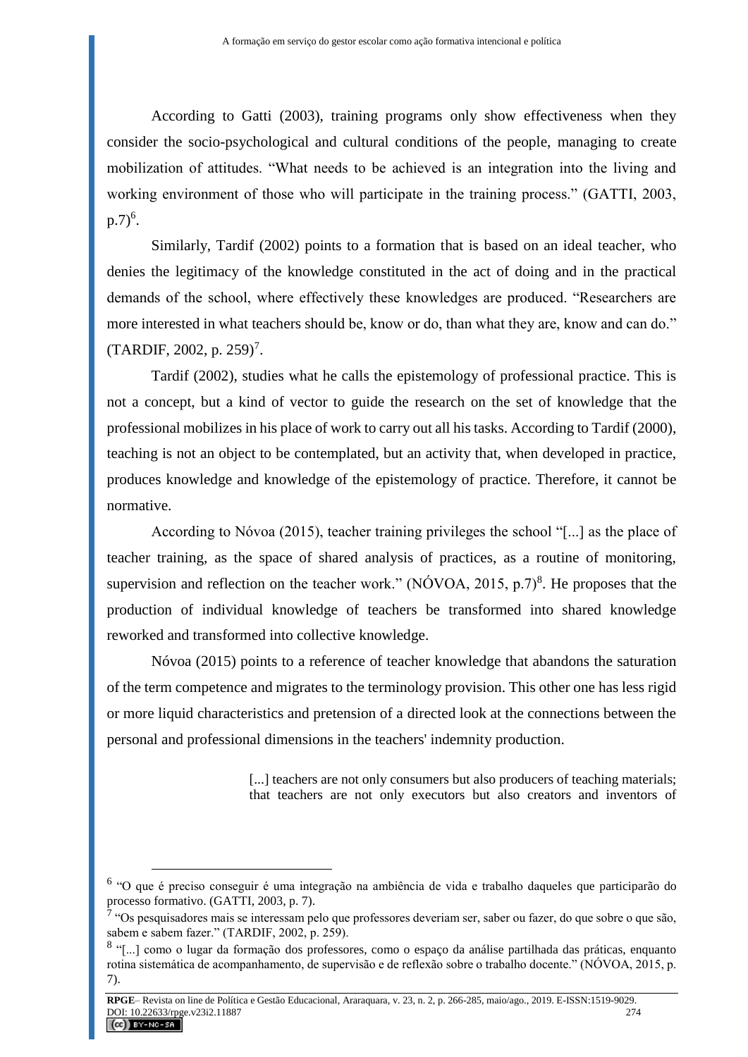According to Gatti (2003), training programs only show effectiveness when they consider the socio-psychological and cultural conditions of the people, managing to create mobilization of attitudes. "What needs to be achieved is an integration into the living and working environment of those who will participate in the training process." (GATTI, 2003, p.7)[6].

Similarly, Tardif (2002) points to a formation that is based on an ideal teacher, who denies the legitimacy of the knowledge constituted in the act of doing and in the practical demands of the school, where effectively these knowledges are produced. "Researchers are more interested in what teachers should be, know or do, than what they are, know and can do." (TARDIF, 2002, p. 259)[7].

Tardif (2002), studies what he calls the epistemology of professional practice. This is not a concept, but a kind of vector to guide the research on the set of knowledge that the professional mobilizes in his place of work to carry out all his tasks. According to Tardif (2000), teaching is not an object to be contemplated, but an activity that, when developed in practice, produces knowledge and knowledge of the epistemology of practice. Therefore, it cannot be normative.

According to Nóvoa (2015), teacher training privileges the school "[...] as the place of teacher training, as the space of shared analysis of practices, as a routine of monitoring, supervision and reflection on the teacher work." (NÓVOA, 2015, p.7)[8]. He proposes that the production of individual knowledge of teachers be transformed into shared knowledge reworked and transformed into collective knowledge.

Nóvoa (2015) points to a reference of teacher knowledge that abandons the saturation of the term competence and migrates to the terminology provision. This other one has less rigid or more liquid characteristics and pretension of a directed look at the connections between the personal and professional dimensions in the teachers' indemnity production.

> [...] teachers are not only consumers but also producers of teaching materials; that teachers are not only executors but also creators and inventors of

---

[6] "O que é preciso conseguir é uma integração na ambiência de vida e trabalho daqueles que participarão do processo formativo. (GATTI, 2003, p. 7).

[7] "Os pesquisadores mais se interessam pelo que professores deveriam ser, saber ou fazer, do que sobre o que são, sabem e sabem fazer." (TARDIF, 2002, p. 259).

[8] "[...] como o lugar da formação dos professores, como o espaço da análise partilhada das práticas, enquanto rotina sistemática de acompanhamento, de supervisão e de reflexão sobre o trabalho docente." (NÓVOA, 2015, p. 7).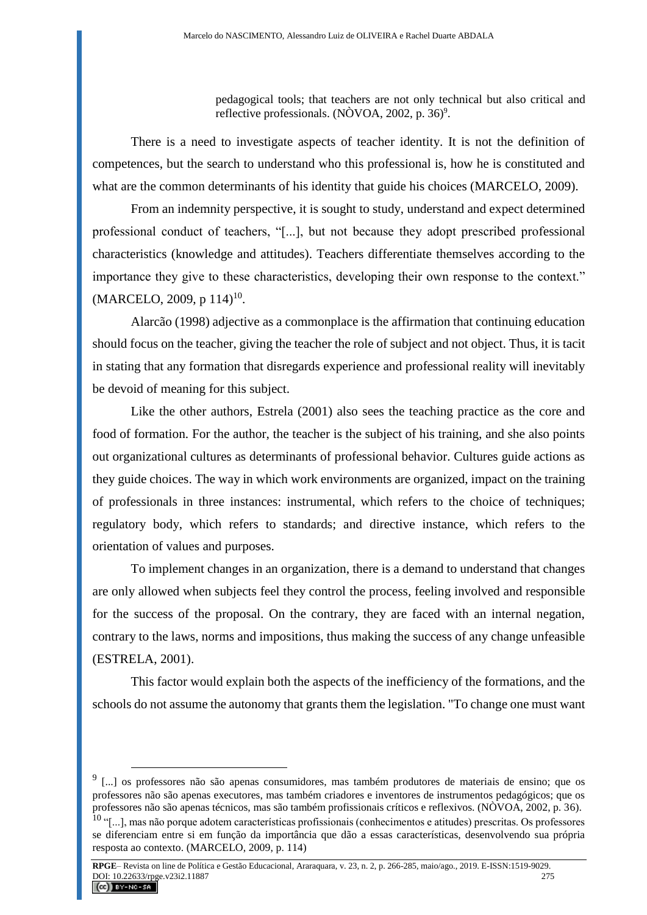> pedagogical tools; that teachers are not only technical but also critical and reflective professionals. (NÒVOA, 2002, p. 36)[9].

There is a need to investigate aspects of teacher identity. It is not the definition of competences, but the search to understand who this professional is, how he is constituted and what are the common determinants of his identity that guide his choices (MARCELO, 2009).

From an indemnity perspective, it is sought to study, understand and expect determined professional conduct of teachers, "[...], but not because they adopt prescribed professional characteristics (knowledge and attitudes). Teachers differentiate themselves according to the importance they give to these characteristics, developing their own response to the context." (MARCELO, 2009, p 114)[10].

Alarcão (1998) adjective as a commonplace is the affirmation that continuing education should focus on the teacher, giving the teacher the role of subject and not object. Thus, it is tacit in stating that any formation that disregards experience and professional reality will inevitably be devoid of meaning for this subject.

Like the other authors, Estrela (2001) also sees the teaching practice as the core and food of formation. For the author, the teacher is the subject of his training, and she also points out organizational cultures as determinants of professional behavior. Cultures guide actions as they guide choices. The way in which work environments are organized, impact on the training of professionals in three instances: instrumental, which refers to the choice of techniques; regulatory body, which refers to standards; and directive instance, which refers to the orientation of values and purposes.

To implement changes in an organization, there is a demand to understand that changes are only allowed when subjects feel they control the process, feeling involved and responsible for the success of the proposal. On the contrary, they are faced with an internal negation, contrary to the laws, norms and impositions, thus making the success of any change unfeasible (ESTRELA, 2001).

This factor would explain both the aspects of the inefficiency of the formations, and the schools do not assume the autonomy that grants them the legislation. "To change one must want

---

[9] [...] os professores não são apenas consumidores, mas também produtores de materiais de ensino; que os professores não são apenas executores, mas também criadores e inventores de instrumentos pedagógicos; que os professores não são apenas técnicos, mas são também profissionais críticos e reflexivos. (NÒVOA, 2002, p. 36).

[10] "[...], mas não porque adotem características profissionais (conhecimentos e atitudes) prescritas. Os professores se diferenciam entre si em função da importância que dão a essas características, desenvolvendo sua própria resposta ao contexto. (MARCELO, 2009, p. 114)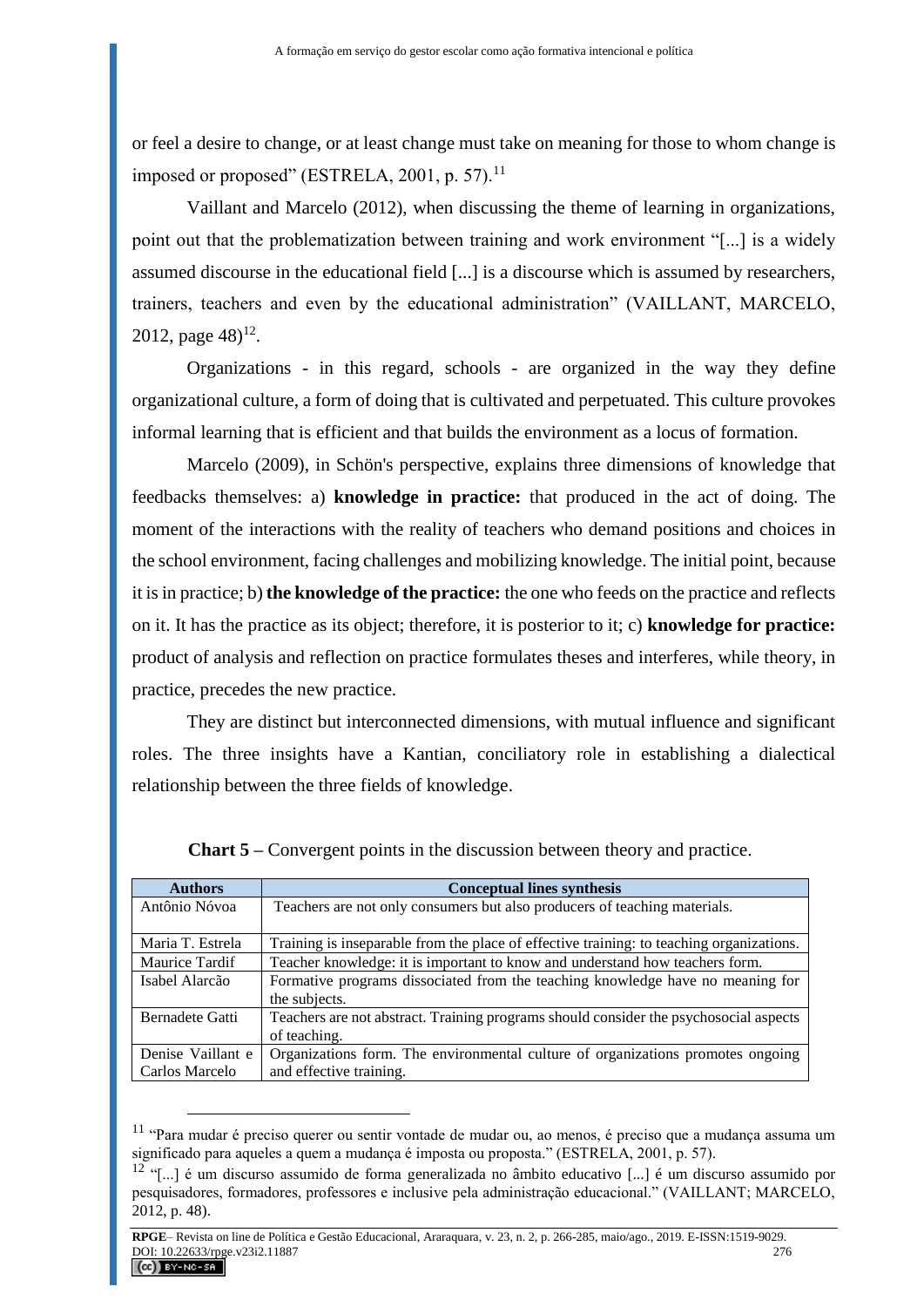or feel a desire to change, or at least change must take on meaning for those to whom change is imposed or proposed" (ESTRELA, 2001, p. 57).[11]

Vaillant and Marcelo (2012), when discussing the theme of learning in organizations, point out that the problematization between training and work environment "[...] is a widely assumed discourse in the educational field [...] is a discourse which is assumed by researchers, trainers, teachers and even by the educational administration" (VAILLANT, MARCELO, 2012, page 48)[12].

Organizations - in this regard, schools - are organized in the way they define organizational culture, a form of doing that is cultivated and perpetuated. This culture provokes informal learning that is efficient and that builds the environment as a locus of formation.

Marcelo (2009), in Schön's perspective, explains three dimensions of knowledge that feedbacks themselves: a) **knowledge in practice:** that produced in the act of doing. The moment of the interactions with the reality of teachers who demand positions and choices in the school environment, facing challenges and mobilizing knowledge. The initial point, because it is in practice; b) **the knowledge of the practice:** the one who feeds on the practice and reflects on it. It has the practice as its object; therefore, it is posterior to it; c) **knowledge for practice:** product of analysis and reflection on practice formulates theses and interferes, while theory, in practice, precedes the new practice.

They are distinct but interconnected dimensions, with mutual influence and significant roles. The three insights have a Kantian, conciliatory role in establishing a dialectical relationship between the three fields of knowledge.

**Chart 5 –** Convergent points in the discussion between theory and practice.

| Authors | Conceptual lines synthesis |
|---|---|
| Antônio Nóvoa | Teachers are not only consumers but also producers of teaching materials. |
| Maria T. Estrela | Training is inseparable from the place of effective training: to teaching organizations. |
| Maurice Tardif | Teacher knowledge: it is important to know and understand how teachers form. |
| Isabel Alarcão | Formative programs dissociated from the teaching knowledge have no meaning for the subjects. |
| Bernadete Gatti | Teachers are not abstract. Training programs should consider the psychosocial aspects of teaching. |
| Denise Vaillant e Carlos Marcelo | Organizations form. The environmental culture of organizations promotes ongoing and effective training. |

[11] "Para mudar é preciso querer ou sentir vontade de mudar ou, ao menos, é preciso que a mudança assuma um significado para aqueles a quem a mudança é imposta ou proposta." (ESTRELA, 2001, p. 57).

[12] "[...] é um discurso assumido de forma generalizada no âmbito educativo [...] é um discurso assumido por pesquisadores, formadores, professores e inclusive pela administração educacional." (VAILLANT; MARCELO, 2012, p. 48).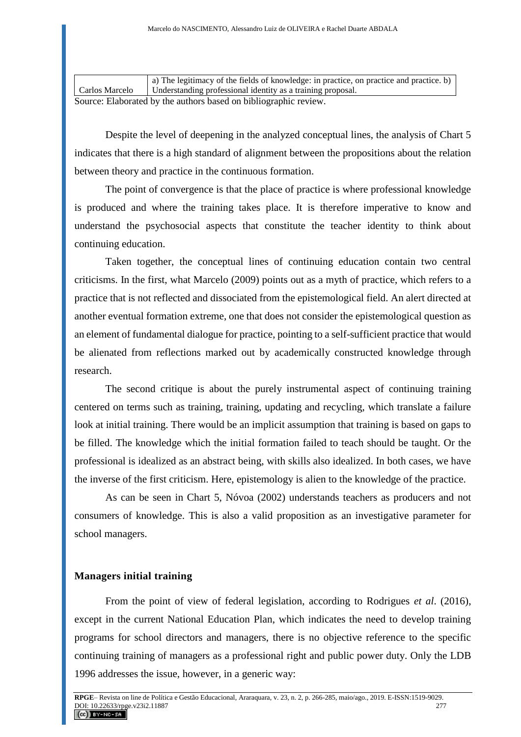| | |
|---|---|
| Carlos Marcelo | a) The legitimacy of the fields of knowledge: in practice, on practice and practice. b) Understanding professional identity as a training proposal. |

Source: Elaborated by the authors based on bibliographic review.

Despite the level of deepening in the analyzed conceptual lines, the analysis of Chart 5 indicates that there is a high standard of alignment between the propositions about the relation between theory and practice in the continuous formation.

The point of convergence is that the place of practice is where professional knowledge is produced and where the training takes place. It is therefore imperative to know and understand the psychosocial aspects that constitute the teacher identity to think about continuing education.

Taken together, the conceptual lines of continuing education contain two central criticisms. In the first, what Marcelo (2009) points out as a myth of practice, which refers to a practice that is not reflected and dissociated from the epistemological field. An alert directed at another eventual formation extreme, one that does not consider the epistemological question as an element of fundamental dialogue for practice, pointing to a self-sufficient practice that would be alienated from reflections marked out by academically constructed knowledge through research.

The second critique is about the purely instrumental aspect of continuing training centered on terms such as training, training, updating and recycling, which translate a failure look at initial training. There would be an implicit assumption that training is based on gaps to be filled. The knowledge which the initial formation failed to teach should be taught. Or the professional is idealized as an abstract being, with skills also idealized. In both cases, we have the inverse of the first criticism. Here, epistemology is alien to the knowledge of the practice.

As can be seen in Chart 5, Nóvoa (2002) understands teachers as producers and not consumers of knowledge. This is also a valid proposition as an investigative parameter for school managers.

## Managers initial training

From the point of view of federal legislation, according to Rodrigues *et al*. (2016), except in the current National Education Plan, which indicates the need to develop training programs for school directors and managers, there is no objective reference to the specific continuing training of managers as a professional right and public power duty. Only the LDB 1996 addresses the issue, however, in a generic way: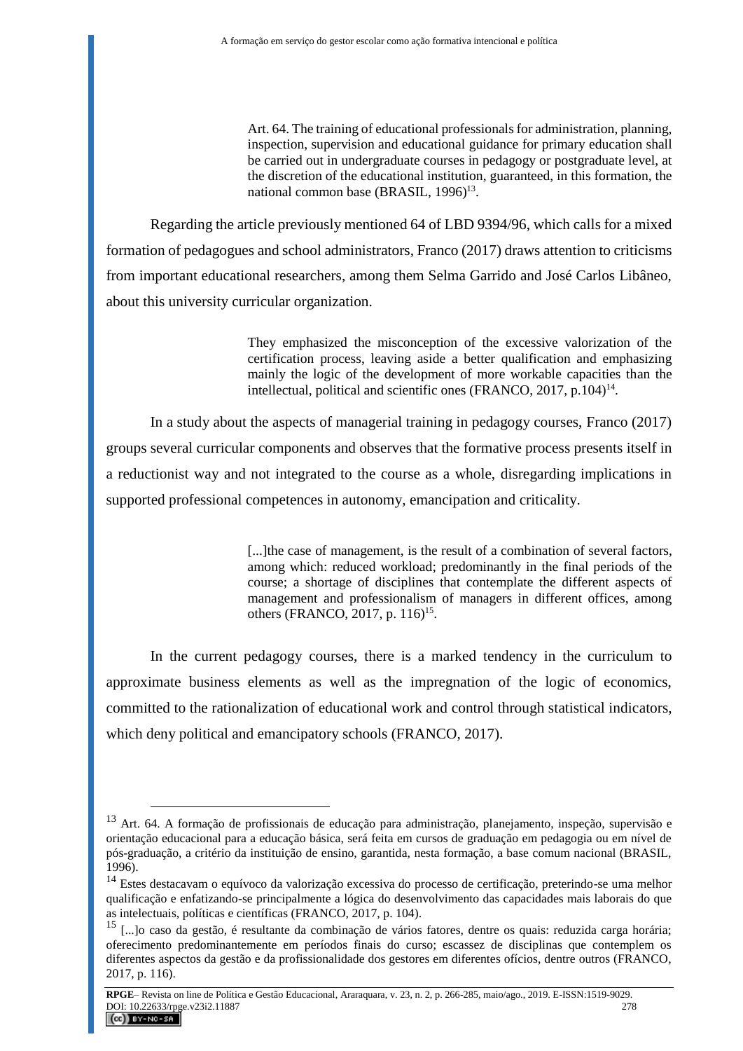> Art. 64. The training of educational professionals for administration, planning, inspection, supervision and educational guidance for primary education shall be carried out in undergraduate courses in pedagogy or postgraduate level, at the discretion of the educational institution, guaranteed, in this formation, the national common base (BRASIL, 1996)[13].

Regarding the article previously mentioned 64 of LBD 9394/96, which calls for a mixed formation of pedagogues and school administrators, Franco (2017) draws attention to criticisms from important educational researchers, among them Selma Garrido and José Carlos Libâneo, about this university curricular organization.

> They emphasized the misconception of the excessive valorization of the certification process, leaving aside a better qualification and emphasizing mainly the logic of the development of more workable capacities than the intellectual, political and scientific ones (FRANCO, 2017, p.104)[14].

In a study about the aspects of managerial training in pedagogy courses, Franco (2017) groups several curricular components and observes that the formative process presents itself in a reductionist way and not integrated to the course as a whole, disregarding implications in supported professional competences in autonomy, emancipation and criticality.

> [...]the case of management, is the result of a combination of several factors, among which: reduced workload; predominantly in the final periods of the course; a shortage of disciplines that contemplate the different aspects of management and professionalism of managers in different offices, among others (FRANCO, 2017, p. 116)[15].

In the current pedagogy courses, there is a marked tendency in the curriculum to approximate business elements as well as the impregnation of the logic of economics, committed to the rationalization of educational work and control through statistical indicators, which deny political and emancipatory schools (FRANCO, 2017).

---

[13] Art. 64. A formação de profissionais de educação para administração, planejamento, inspeção, supervisão e orientação educacional para a educação básica, será feita em cursos de graduação em pedagogia ou em nível de pós-graduação, a critério da instituição de ensino, garantida, nesta formação, a base comum nacional (BRASIL, 1996).

[14] Estes destacavam o equívoco da valorização excessiva do processo de certificação, preterindo-se uma melhor qualificação e enfatizando-se principalmente a lógica do desenvolvimento das capacidades mais laborais do que as intelectuais, políticas e científicas (FRANCO, 2017, p. 104).

[15] [...]o caso da gestão, é resultante da combinação de vários fatores, dentre os quais: reduzida carga horária; oferecimento predominantemente em períodos finais do curso; escassez de disciplinas que contemplem os diferentes aspectos da gestão e da profissionalidade dos gestores em diferentes ofícios, dentre outros (FRANCO, 2017, p. 116).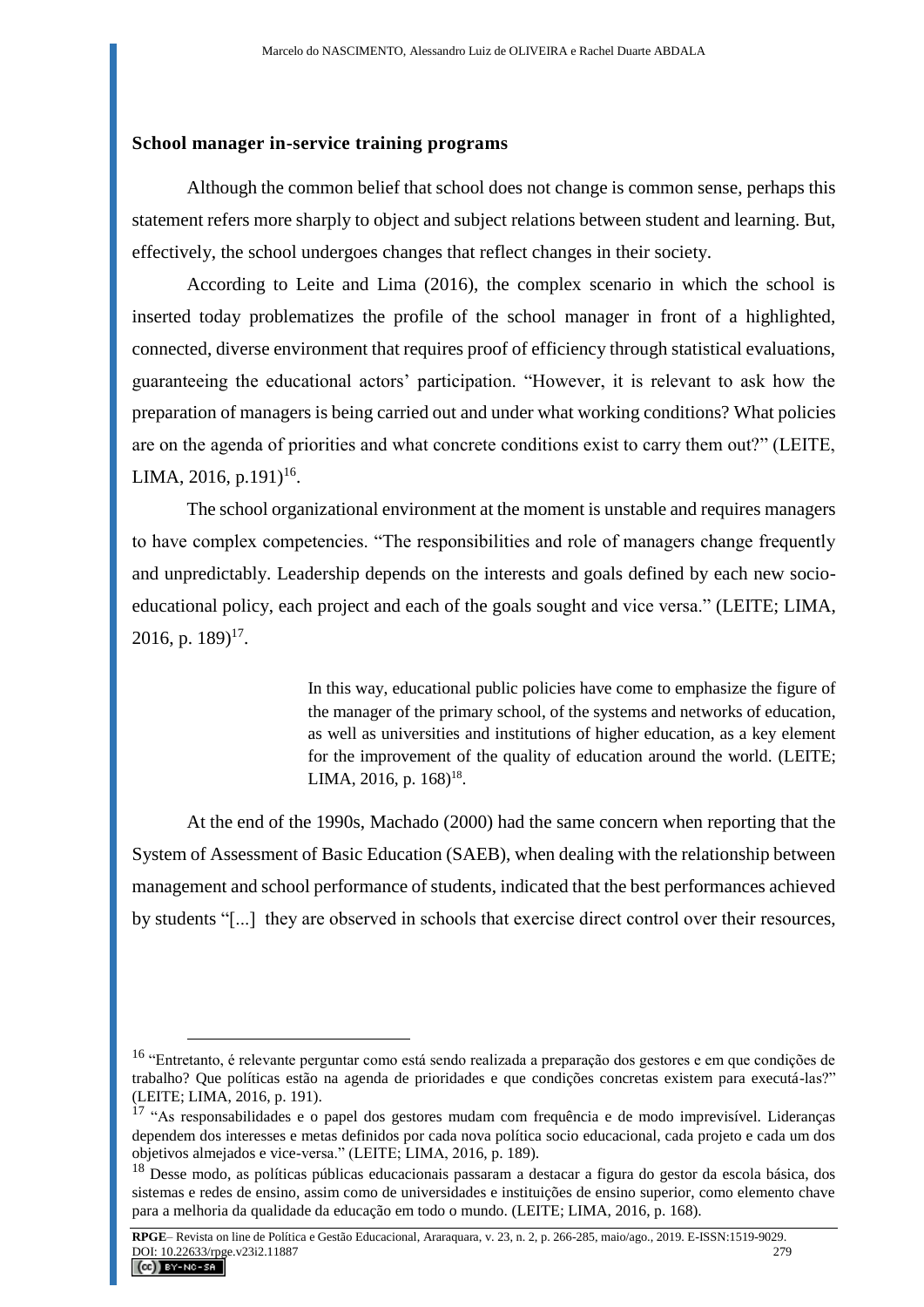### School manager in-service training programs

Although the common belief that school does not change is common sense, perhaps this statement refers more sharply to object and subject relations between student and learning. But, effectively, the school undergoes changes that reflect changes in their society.

According to Leite and Lima (2016), the complex scenario in which the school is inserted today problematizes the profile of the school manager in front of a highlighted, connected, diverse environment that requires proof of efficiency through statistical evaluations, guaranteeing the educational actors' participation. "However, it is relevant to ask how the preparation of managers is being carried out and under what working conditions? What policies are on the agenda of priorities and what concrete conditions exist to carry them out?" (LEITE, LIMA, 2016, p.191)[16].

The school organizational environment at the moment is unstable and requires managers to have complex competencies. "The responsibilities and role of managers change frequently and unpredictably. Leadership depends on the interests and goals defined by each new socio-educational policy, each project and each of the goals sought and vice versa." (LEITE; LIMA, 2016, p. 189)[17].

> In this way, educational public policies have come to emphasize the figure of the manager of the primary school, of the systems and networks of education, as well as universities and institutions of higher education, as a key element for the improvement of the quality of education around the world. (LEITE; LIMA, 2016, p. 168)[18].

At the end of the 1990s, Machado (2000) had the same concern when reporting that the System of Assessment of Basic Education (SAEB), when dealing with the relationship between management and school performance of students, indicated that the best performances achieved by students "[...] they are observed in schools that exercise direct control over their resources,

---

[16] "Entretanto, é relevante perguntar como está sendo realizada a preparação dos gestores e em que condições de trabalho? Que políticas estão na agenda de prioridades e que condições concretas existem para executá-las?" (LEITE; LIMA, 2016, p. 191).

[17] "As responsabilidades e o papel dos gestores mudam com frequência e de modo imprevisível. Lideranças dependem dos interesses e metas definidos por cada nova política socio educacional, cada projeto e cada um dos objetivos almejados e vice-versa." (LEITE; LIMA, 2016, p. 189).

[18] Desse modo, as políticas públicas educacionais passaram a destacar a figura do gestor da escola básica, dos sistemas e redes de ensino, assim como de universidades e instituições de ensino superior, como elemento chave para a melhoria da qualidade da educação em todo o mundo. (LEITE; LIMA, 2016, p. 168).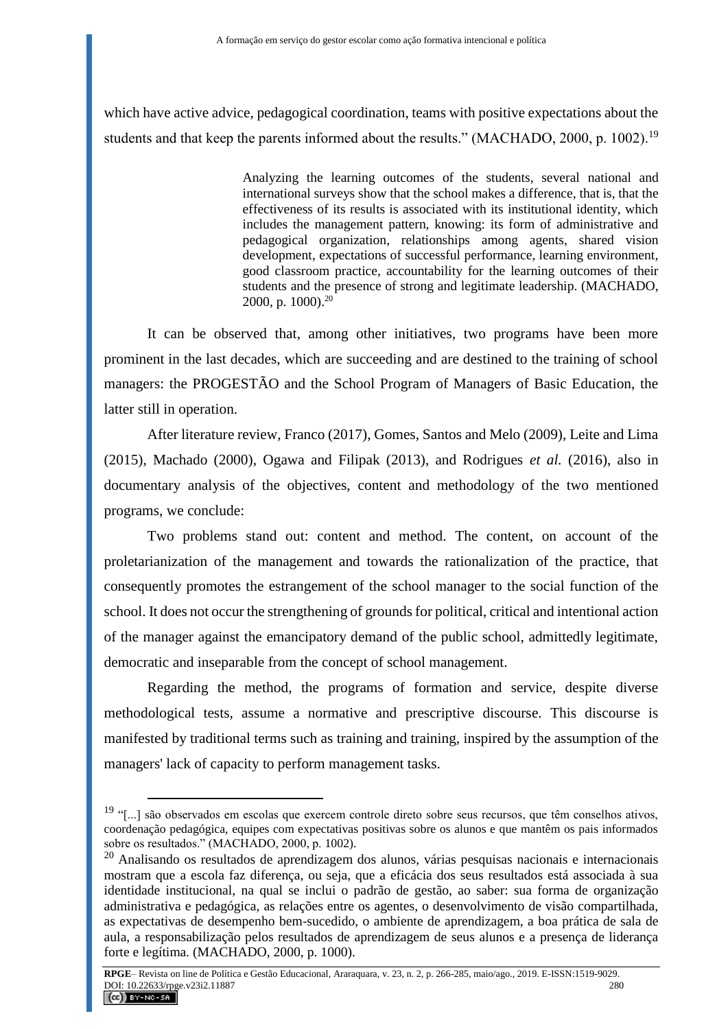which have active advice, pedagogical coordination, teams with positive expectations about the students and that keep the parents informed about the results." (MACHADO, 2000, p. 1002).[19]

> Analyzing the learning outcomes of the students, several national and international surveys show that the school makes a difference, that is, that the effectiveness of its results is associated with its institutional identity, which includes the management pattern, knowing: its form of administrative and pedagogical organization, relationships among agents, shared vision development, expectations of successful performance, learning environment, good classroom practice, accountability for the learning outcomes of their students and the presence of strong and legitimate leadership. (MACHADO, 2000, p. 1000).[20]

It can be observed that, among other initiatives, two programs have been more prominent in the last decades, which are succeeding and are destined to the training of school managers: the PROGESTÃO and the School Program of Managers of Basic Education, the latter still in operation.

After literature review, Franco (2017), Gomes, Santos and Melo (2009), Leite and Lima (2015), Machado (2000), Ogawa and Filipak (2013), and Rodrigues *et al.* (2016), also in documentary analysis of the objectives, content and methodology of the two mentioned programs, we conclude:

Two problems stand out: content and method. The content, on account of the proletarianization of the management and towards the rationalization of the practice, that consequently promotes the estrangement of the school manager to the social function of the school. It does not occur the strengthening of grounds for political, critical and intentional action of the manager against the emancipatory demand of the public school, admittedly legitimate, democratic and inseparable from the concept of school management.

Regarding the method, the programs of formation and service, despite diverse methodological tests, assume a normative and prescriptive discourse. This discourse is manifested by traditional terms such as training and training, inspired by the assumption of the managers' lack of capacity to perform management tasks.

---

[19] "[...] são observados em escolas que exercem controle direto sobre seus recursos, que têm conselhos ativos, coordenação pedagógica, equipes com expectativas positivas sobre os alunos e que mantêm os pais informados sobre os resultados." (MACHADO, 2000, p. 1002).

[20] Analisando os resultados de aprendizagem dos alunos, várias pesquisas nacionais e internacionais mostram que a escola faz diferença, ou seja, que a eficácia dos seus resultados está associada à sua identidade institucional, na qual se inclui o padrão de gestão, ao saber: sua forma de organização administrativa e pedagógica, as relações entre os agentes, o desenvolvimento de visão compartilhada, as expectativas de desempenho bem-sucedido, o ambiente de aprendizagem, a boa prática de sala de aula, a responsabilização pelos resultados de aprendizagem de seus alunos e a presença de liderança forte e legítima. (MACHADO, 2000, p. 1000).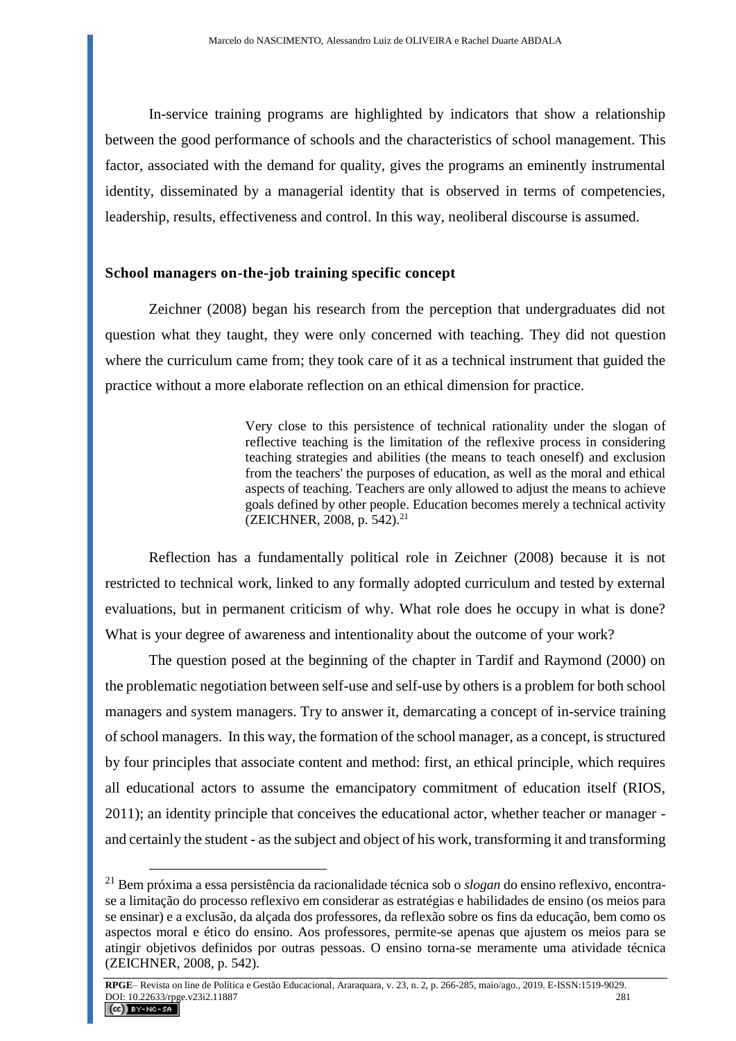In-service training programs are highlighted by indicators that show a relationship between the good performance of schools and the characteristics of school management. This factor, associated with the demand for quality, gives the programs an eminently instrumental identity, disseminated by a managerial identity that is observed in terms of competencies, leadership, results, effectiveness and control. In this way, neoliberal discourse is assumed.

## School managers on-the-job training specific concept

Zeichner (2008) began his research from the perception that undergraduates did not question what they taught, they were only concerned with teaching. They did not question where the curriculum came from; they took care of it as a technical instrument that guided the practice without a more elaborate reflection on an ethical dimension for practice.

> Very close to this persistence of technical rationality under the slogan of reflective teaching is the limitation of the reflexive process in considering teaching strategies and abilities (the means to teach oneself) and exclusion from the teachers' the purposes of education, as well as the moral and ethical aspects of teaching. Teachers are only allowed to adjust the means to achieve goals defined by other people. Education becomes merely a technical activity (ZEICHNER, 2008, p. 542).[21]

Reflection has a fundamentally political role in Zeichner (2008) because it is not restricted to technical work, linked to any formally adopted curriculum and tested by external evaluations, but in permanent criticism of why. What role does he occupy in what is done? What is your degree of awareness and intentionality about the outcome of your work?

The question posed at the beginning of the chapter in Tardif and Raymond (2000) on the problematic negotiation between self-use and self-use by others is a problem for both school managers and system managers. Try to answer it, demarcating a concept of in-service training of school managers. In this way, the formation of the school manager, as a concept, is structured by four principles that associate content and method: first, an ethical principle, which requires all educational actors to assume the emancipatory commitment of education itself (RIOS, 2011); an identity principle that conceives the educational actor, whether teacher or manager - and certainly the student - as the subject and object of his work, transforming it and transforming

---

[21] Bem próxima a essa persistência da racionalidade técnica sob o *slogan* do ensino reflexivo, encontra-se a limitação do processo reflexivo em considerar as estratégias e habilidades de ensino (os meios para se ensinar) e a exclusão, da alçada dos professores, da reflexão sobre os fins da educação, bem como os aspectos moral e ético do ensino. Aos professores, permite-se apenas que ajustem os meios para se atingir objetivos definidos por outras pessoas. O ensino torna-se meramente uma atividade técnica (ZEICHNER, 2008, p. 542).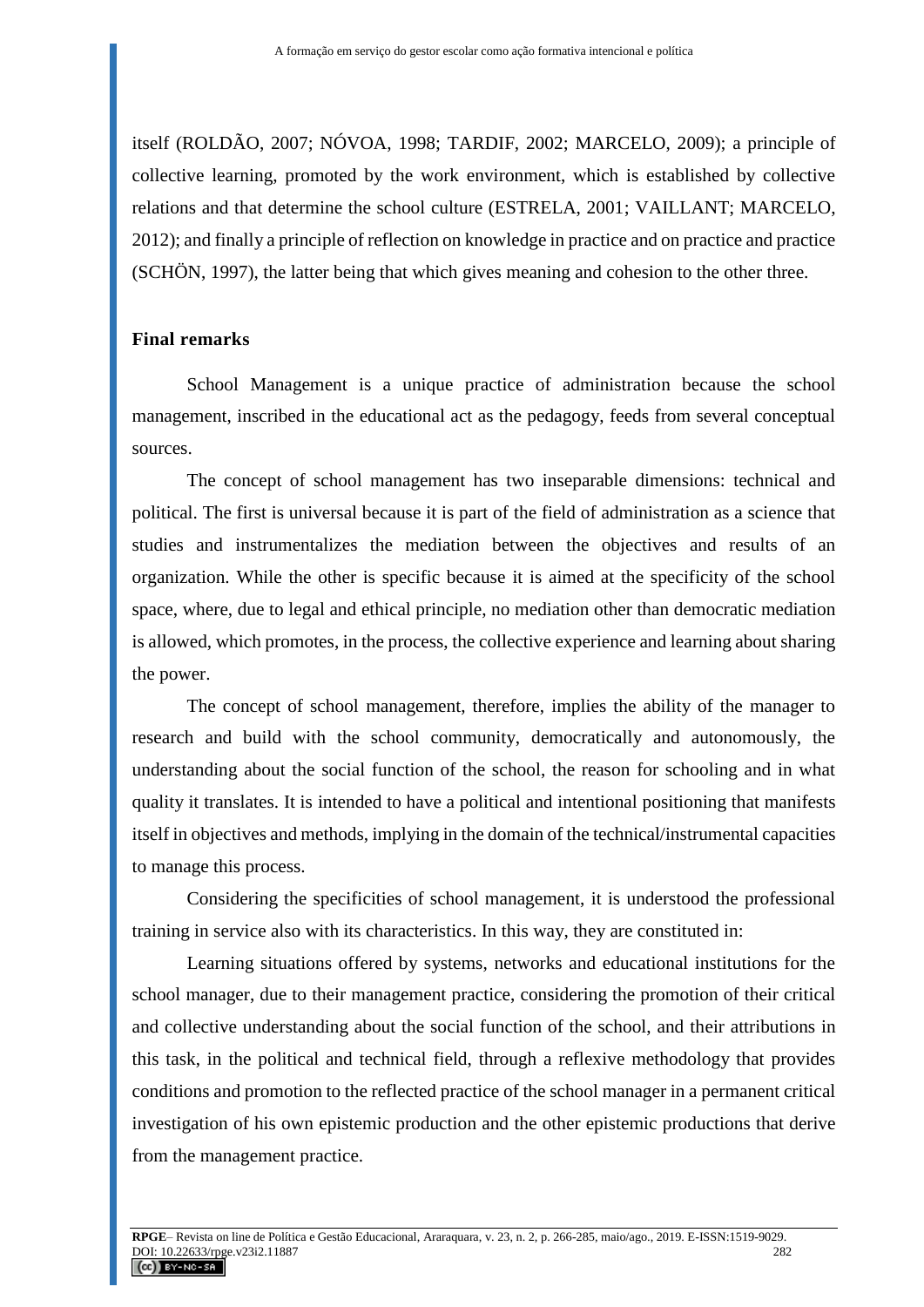itself (ROLDÃO, 2007; NÓVOA, 1998; TARDIF, 2002; MARCELO, 2009); a principle of collective learning, promoted by the work environment, which is established by collective relations and that determine the school culture (ESTRELA, 2001; VAILLANT; MARCELO, 2012); and finally a principle of reflection on knowledge in practice and on practice and practice (SCHÖN, 1997), the latter being that which gives meaning and cohesion to the other three.

## Final remarks

School Management is a unique practice of administration because the school management, inscribed in the educational act as the pedagogy, feeds from several conceptual sources.

The concept of school management has two inseparable dimensions: technical and political. The first is universal because it is part of the field of administration as a science that studies and instrumentalizes the mediation between the objectives and results of an organization. While the other is specific because it is aimed at the specificity of the school space, where, due to legal and ethical principle, no mediation other than democratic mediation is allowed, which promotes, in the process, the collective experience and learning about sharing the power.

The concept of school management, therefore, implies the ability of the manager to research and build with the school community, democratically and autonomously, the understanding about the social function of the school, the reason for schooling and in what quality it translates. It is intended to have a political and intentional positioning that manifests itself in objectives and methods, implying in the domain of the technical/instrumental capacities to manage this process.

Considering the specificities of school management, it is understood the professional training in service also with its characteristics. In this way, they are constituted in:

Learning situations offered by systems, networks and educational institutions for the school manager, due to their management practice, considering the promotion of their critical and collective understanding about the social function of the school, and their attributions in this task, in the political and technical field, through a reflexive methodology that provides conditions and promotion to the reflected practice of the school manager in a permanent critical investigation of his own epistemic production and the other epistemic productions that derive from the management practice.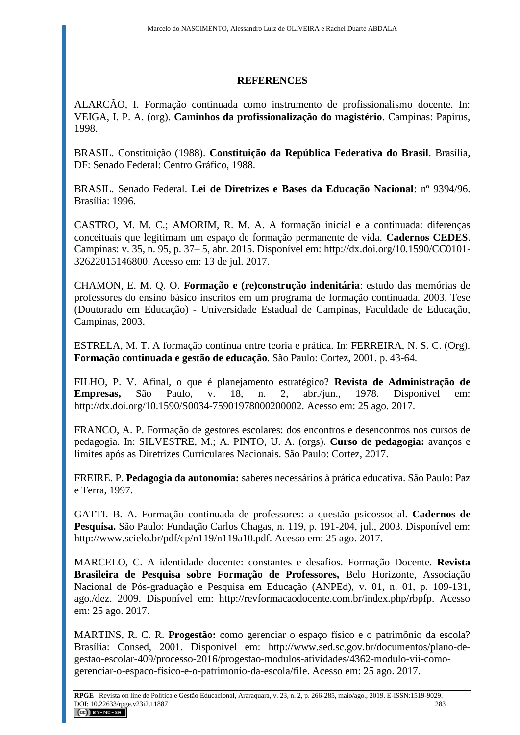## REFERENCES

ALARCÃO, I. Formação continuada como instrumento de profissionalismo docente. In: VEIGA, I. P. A. (org). **Caminhos da profissionalização do magistério**. Campinas: Papirus, 1998.

BRASIL. Constituição (1988). **Constituição da República Federativa do Brasil**. Brasília, DF: Senado Federal: Centro Gráfico, 1988.

BRASIL. Senado Federal. **Lei de Diretrizes e Bases da Educação Nacional**: nº 9394/96. Brasília: 1996.

CASTRO, M. M. C.; AMORIM, R. M. A. A formação inicial e a continuada: diferenças conceituais que legitimam um espaço de formação permanente de vida. **Cadernos CEDES**. Campinas: v. 35, n. 95, p. 37– 5, abr. 2015. Disponível em: http://dx.doi.org/10.1590/CC0101-32622015146800. Acesso em: 13 de jul. 2017.

CHAMON, E. M. Q. O. **Formação e (re)construção indenitária**: estudo das memórias de professores do ensino básico inscritos em um programa de formação continuada. 2003. Tese (Doutorado em Educação) - Universidade Estadual de Campinas, Faculdade de Educação, Campinas, 2003.

ESTRELA, M. T. A formação contínua entre teoria e prática. In: FERREIRA, N. S. C. (Org). **Formação continuada e gestão de educação**. São Paulo: Cortez, 2001. p. 43-64.

FILHO, P. V. Afinal, o que é planejamento estratégico? **Revista de Administração de Empresas,** São Paulo, v. 18, n. 2, abr./jun., 1978. Disponível em: http://dx.doi.org/10.1590/S0034-75901978000200002. Acesso em: 25 ago. 2017.

FRANCO, A. P. Formação de gestores escolares: dos encontros e desencontros nos cursos de pedagogia. In: SILVESTRE, M.; A. PINTO, U. A. (orgs). **Curso de pedagogia:** avanços e limites após as Diretrizes Curriculares Nacionais. São Paulo: Cortez, 2017.

FREIRE. P. **Pedagogia da autonomia:** saberes necessários à prática educativa. São Paulo: Paz e Terra, 1997.

GATTI. B. A. Formação continuada de professores: a questão psicossocial. **Cadernos de Pesquisa.** São Paulo: Fundação Carlos Chagas, n. 119, p. 191-204, jul., 2003. Disponível em: http://www.scielo.br/pdf/cp/n119/n119a10.pdf. Acesso em: 25 ago. 2017.

MARCELO, C. A identidade docente: constantes e desafios. Formação Docente. **Revista Brasileira de Pesquisa sobre Formação de Professores,** Belo Horizonte, Associação Nacional de Pós-graduação e Pesquisa em Educação (ANPEd), v. 01, n. 01, p. 109-131, ago./dez. 2009. Disponível em: http://revformacaodocente.com.br/index.php/rbpfp. Acesso em: 25 ago. 2017.

MARTINS, R. C. R. **Progestão:** como gerenciar o espaço físico e o patrimônio da escola? Brasília: Consed, 2001. Disponível em: http://www.sed.sc.gov.br/documentos/plano-de-gestao-escolar-409/processo-2016/progestao-modulos-atividades/4362-modulo-vii-como-gerenciar-o-espaco-fisico-e-o-patrimonio-da-escola/file. Acesso em: 25 ago. 2017.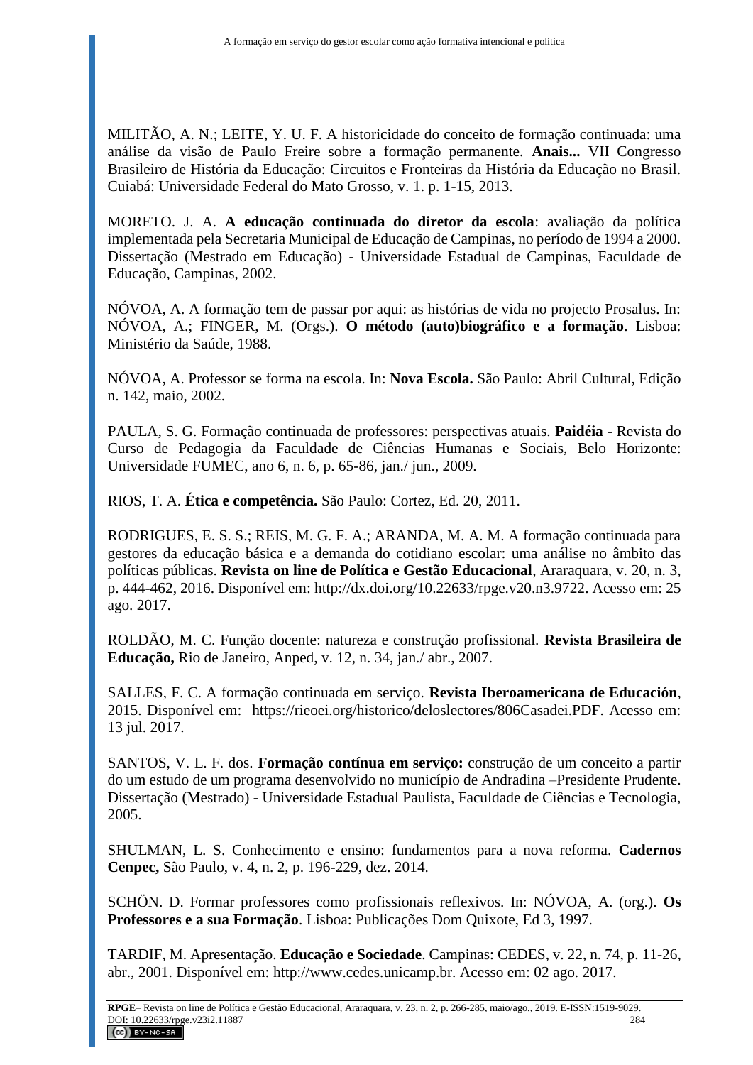MILITÃO, A. N.; LEITE, Y. U. F. A historicidade do conceito de formação continuada: uma análise da visão de Paulo Freire sobre a formação permanente. **Anais...** VII Congresso Brasileiro de História da Educação: Circuitos e Fronteiras da História da Educação no Brasil. Cuiabá: Universidade Federal do Mato Grosso, v. 1. p. 1-15, 2013.

MORETO. J. A. **A educação continuada do diretor da escola**: avaliação da política implementada pela Secretaria Municipal de Educação de Campinas, no período de 1994 a 2000. Dissertação (Mestrado em Educação) - Universidade Estadual de Campinas, Faculdade de Educação, Campinas, 2002.

NÓVOA, A. A formação tem de passar por aqui: as histórias de vida no projecto Prosalus. In: NÓVOA, A.; FINGER, M. (Orgs.). **O método (auto)biográfico e a formação**. Lisboa: Ministério da Saúde, 1988.

NÓVOA, A. Professor se forma na escola. In: **Nova Escola.** São Paulo: Abril Cultural, Edição n. 142, maio, 2002.

PAULA, S. G. Formação continuada de professores: perspectivas atuais. **Paidéia -** Revista do Curso de Pedagogia da Faculdade de Ciências Humanas e Sociais, Belo Horizonte: Universidade FUMEC, ano 6, n. 6, p. 65-86, jan./ jun., 2009.

RIOS, T. A. **Ética e competência.** São Paulo: Cortez, Ed. 20, 2011.

RODRIGUES, E. S. S.; REIS, M. G. F. A.; ARANDA, M. A. M. A formação continuada para gestores da educação básica e a demanda do cotidiano escolar: uma análise no âmbito das políticas públicas. **Revista on line de Política e Gestão Educacional**, Araraquara, v. 20, n. 3, p. 444-462, 2016. Disponível em: http://dx.doi.org/10.22633/rpge.v20.n3.9722. Acesso em: 25 ago. 2017.

ROLDÃO, M. C. Função docente: natureza e construção profissional. **Revista Brasileira de Educação,** Rio de Janeiro, Anped, v. 12, n. 34, jan./ abr., 2007.

SALLES, F. C. A formação continuada em serviço. **Revista Iberoamericana de Educación**, 2015. Disponível em: https://rieoei.org/historico/deloslectores/806Casadei.PDF. Acesso em: 13 jul. 2017.

SANTOS, V. L. F. dos. **Formação contínua em serviço:** construção de um conceito a partir do um estudo de um programa desenvolvido no município de Andradina –Presidente Prudente. Dissertação (Mestrado) - Universidade Estadual Paulista, Faculdade de Ciências e Tecnologia, 2005.

SHULMAN, L. S. Conhecimento e ensino: fundamentos para a nova reforma. **Cadernos Cenpec,** São Paulo, v. 4, n. 2, p. 196-229, dez. 2014.

SCHÖN. D. Formar professores como profissionais reflexivos. In: NÓVOA, A. (org.). **Os Professores e a sua Formação**. Lisboa: Publicações Dom Quixote, Ed 3, 1997.

TARDIF, M. Apresentação. **Educação e Sociedade**. Campinas: CEDES, v. 22, n. 74, p. 11-26, abr., 2001. Disponível em: http://www.cedes.unicamp.br. Acesso em: 02 ago. 2017.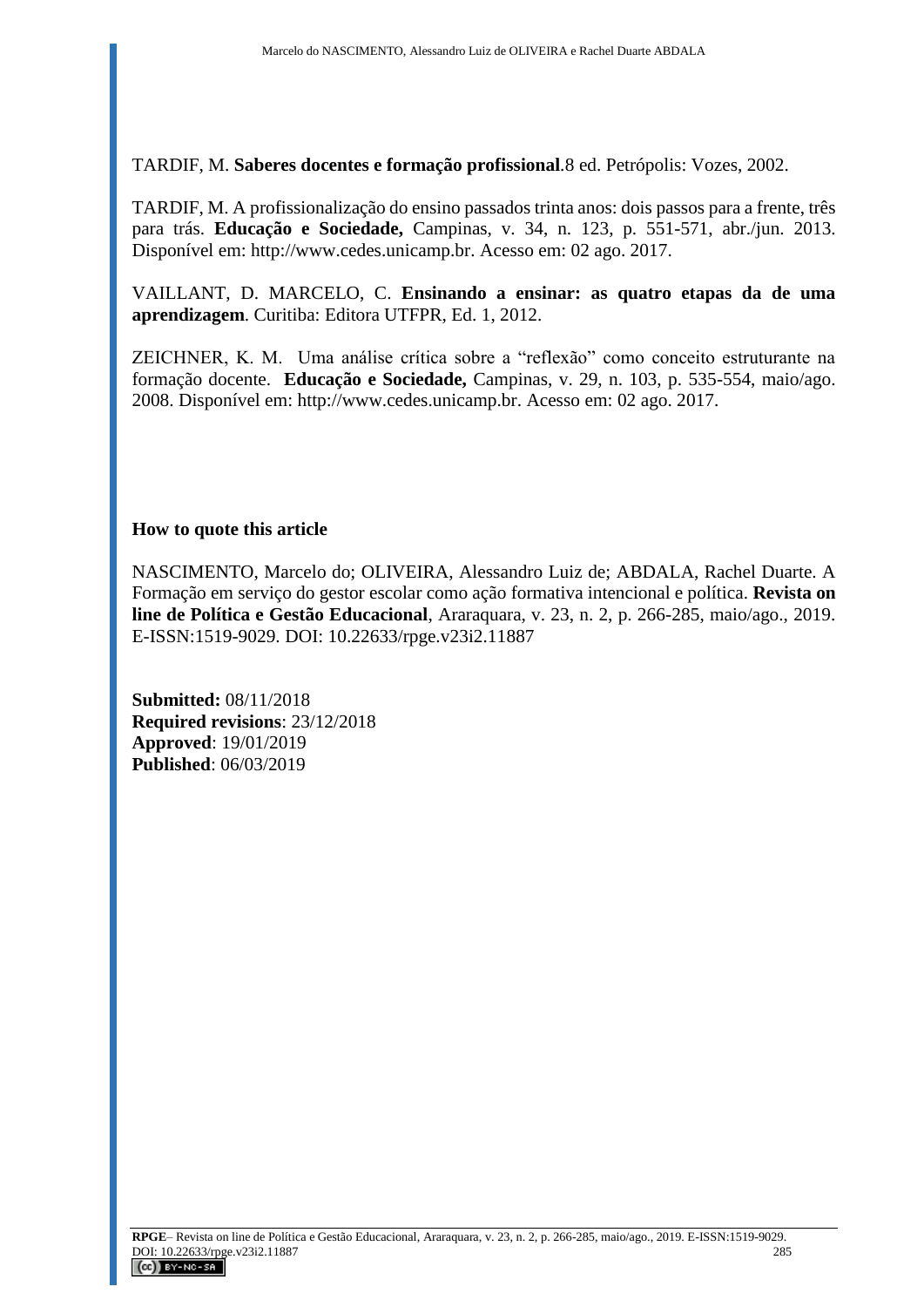TARDIF, M. **Saberes docentes e formação profissional**.8 ed. Petrópolis: Vozes, 2002.

TARDIF, M. A profissionalização do ensino passados trinta anos: dois passos para a frente, três para trás. **Educação e Sociedade,** Campinas, v. 34, n. 123, p. 551-571, abr./jun. 2013. Disponível em: http://www.cedes.unicamp.br. Acesso em: 02 ago. 2017.

VAILLANT, D. MARCELO, C. **Ensinando a ensinar: as quatro etapas da de uma aprendizagem**. Curitiba: Editora UTFPR, Ed. 1, 2012.

ZEICHNER, K. M. Uma análise crítica sobre a "reflexão" como conceito estruturante na formação docente. **Educação e Sociedade,** Campinas, v. 29, n. 103, p. 535-554, maio/ago. 2008. Disponível em: http://www.cedes.unicamp.br. Acesso em: 02 ago. 2017.

**How to quote this article**

NASCIMENTO, Marcelo do; OLIVEIRA, Alessandro Luiz de; ABDALA, Rachel Duarte. A Formação em serviço do gestor escolar como ação formativa intencional e política. **Revista on line de Política e Gestão Educacional**, Araraquara, v. 23, n. 2, p. 266-285, maio/ago., 2019. E-ISSN:1519-9029. DOI: 10.22633/rpge.v23i2.11887

**Submitted:** 08/11/2018
**Required revisions**: 23/12/2018
**Approved**: 19/01/2019
**Published**: 06/03/2019